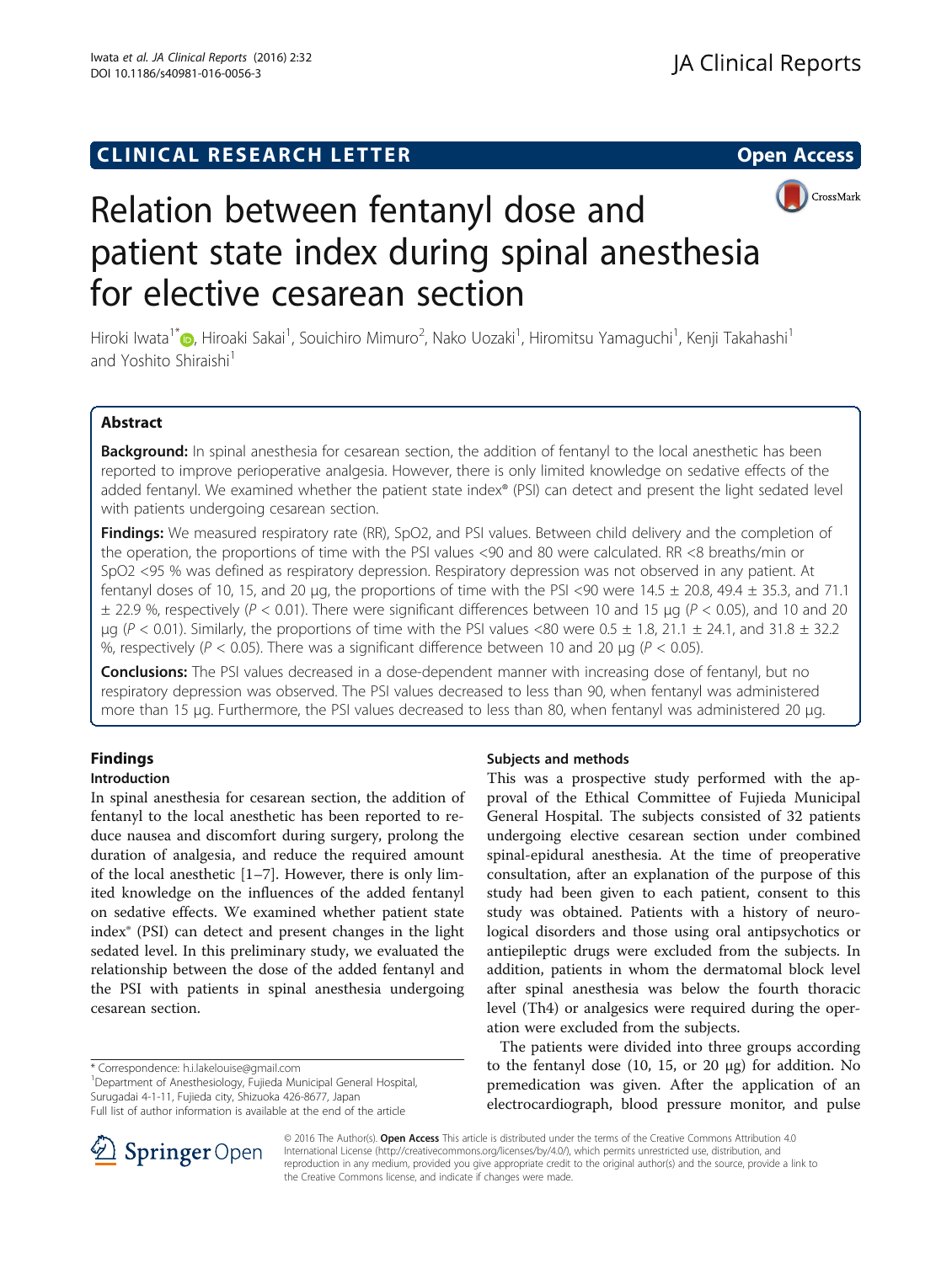CLINICAL RESEARCH LETTER

Open Access

# Relation between fentanyl dose and patient state index during spinal anesthesia for elective cesarean section

Hiroki Iwata[1*], Hiroaki Sakai[1], Souichiro Mimuro[2], Nako Uozaki[1], Hiromitsu Yamaguchi[1], Kenji Takahashi[1] and Yoshito Shiraishi[1]

## Abstract

**Background:** In spinal anesthesia for cesarean section, the addition of fentanyl to the local anesthetic has been reported to improve perioperative analgesia. However, there is only limited knowledge on sedative effects of the added fentanyl. We examined whether the patient state index® (PSI) can detect and present the light sedated level with patients undergoing cesarean section.

**Findings:** We measured respiratory rate (RR), SpO2, and PSI values. Between child delivery and the completion of the operation, the proportions of time with the PSI values <90 and 80 were calculated. RR <8 breaths/min or SpO2 <95 % was defined as respiratory depression. Respiratory depression was not observed in any patient. At fentanyl doses of 10, 15, and 20 μg, the proportions of time with the PSI <90 were 14.5 ± 20.8, 49.4 ± 35.3, and 71.1 ± 22.9 %, respectively ($P < 0.01$). There were significant differences between 10 and 15 μg ($P < 0.05$), and 10 and 20 μg ($P < 0.01$). Similarly, the proportions of time with the PSI values <80 were 0.5 ± 1.8, 21.1 ± 24.1, and 31.8 ± 32.2 %, respectively ($P < 0.05$). There was a significant difference between 10 and 20 μg ($P < 0.05$).

**Conclusions:** The PSI values decreased in a dose-dependent manner with increasing dose of fentanyl, but no respiratory depression was observed. The PSI values decreased to less than 90, when fentanyl was administered more than 15 μg. Furthermore, the PSI values decreased to less than 80, when fentanyl was administered 20 μg.

## Findings

### Introduction

In spinal anesthesia for cesarean section, the addition of fentanyl to the local anesthetic has been reported to reduce nausea and discomfort during surgery, prolong the duration of analgesia, and reduce the required amount of the local anesthetic [1–7]. However, there is only limited knowledge on the influences of the added fentanyl on sedative effects. We examined whether patient state index® (PSI) can detect and present changes in the light sedated level. In this preliminary study, we evaluated the relationship between the dose of the added fentanyl and the PSI with patients in spinal anesthesia undergoing cesarean section.

### Subjects and methods

This was a prospective study performed with the approval of the Ethical Committee of Fujieda Municipal General Hospital. The subjects consisted of 32 patients undergoing elective cesarean section under combined spinal-epidural anesthesia. At the time of preoperative consultation, after an explanation of the purpose of this study had been given to each patient, consent to this study was obtained. Patients with a history of neurological disorders and those using oral antipsychotics or antiepileptic drugs were excluded from the subjects. In addition, patients in whom the dermatomal block level after spinal anesthesia was below the fourth thoracic level (Th4) or analgesics were required during the operation were excluded from the subjects.

The patients were divided into three groups according to the fentanyl dose (10, 15, or 20 μg) for addition. No premedication was given. After the application of an electrocardiograph, blood pressure monitor, and pulse

\* Correspondence: h.i.lakelouise@gmail.com
[1]Department of Anesthesiology, Fujieda Municipal General Hospital, Surugadai 4-1-11, Fujieda city, Shizuoka 426-8677, Japan
Full list of author information is available at the end of the article

© 2016 The Author(s). **Open Access** This article is distributed under the terms of the Creative Commons Attribution 4.0 International License (http://creativecommons.org/licenses/by/4.0/), which permits unrestricted use, distribution, and reproduction in any medium, provided you give appropriate credit to the original author(s) and the source, provide a link to the Creative Commons license, and indicate if changes were made.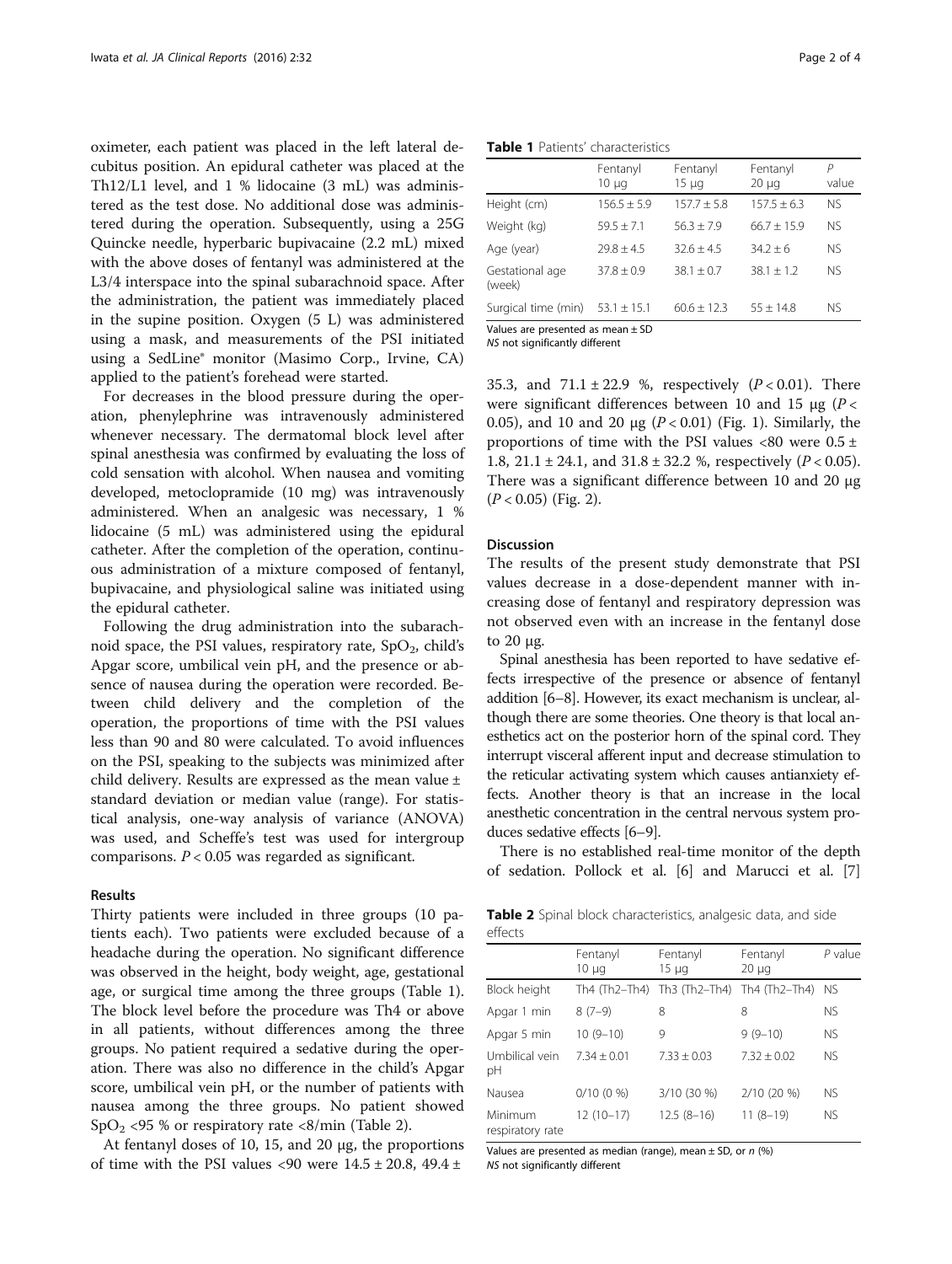oximeter, each patient was placed in the left lateral decubitus position. An epidural catheter was placed at the Th12/L1 level, and 1 % lidocaine (3 mL) was administered as the test dose. No additional dose was administered during the operation. Subsequently, using a 25G Quincke needle, hyperbaric bupivacaine (2.2 mL) mixed with the above doses of fentanyl was administered at the L3/4 interspace into the spinal subarachnoid space. After the administration, the patient was immediately placed in the supine position. Oxygen (5 L) was administered using a mask, and measurements of the PSI initiated using a SedLine® monitor (Masimo Corp., Irvine, CA) applied to the patient's forehead were started.

For decreases in the blood pressure during the operation, phenylephrine was intravenously administered whenever necessary. The dermatomal block level after spinal anesthesia was confirmed by evaluating the loss of cold sensation with alcohol. When nausea and vomiting developed, metoclopramide (10 mg) was intravenously administered. When an analgesic was necessary, 1 % lidocaine (5 mL) was administered using the epidural catheter. After the completion of the operation, continuous administration of a mixture composed of fentanyl, bupivacaine, and physiological saline was initiated using the epidural catheter.

Following the drug administration into the subarachnoid space, the PSI values, respiratory rate, $SpO_2$, child's Apgar score, umbilical vein pH, and the presence or absence of nausea during the operation were recorded. Between child delivery and the completion of the operation, the proportions of time with the PSI values less than 90 and 80 were calculated. To avoid influences on the PSI, speaking to the subjects was minimized after child delivery. Results are expressed as the mean value ± standard deviation or median value (range). For statistical analysis, one-way analysis of variance (ANOVA) was used, and Scheffe's test was used for intergroup comparisons. $P < 0.05$ was regarded as significant.

## Results

Thirty patients were included in three groups (10 patients each). Two patients were excluded because of a headache during the operation. No significant difference was observed in the height, body weight, age, gestational age, or surgical time among the three groups (Table 1). The block level before the procedure was Th4 or above in all patients, without differences among the three groups. No patient required a sedative during the operation. There was also no difference in the child's Apgar score, umbilical vein pH, or the number of patients with nausea among the three groups. No patient showed $SpO_2$ <95 % or respiratory rate <8/min (Table 2).

At fentanyl doses of 10, 15, and 20 μg, the proportions of time with the PSI values <90 were 14.5 ± 20.8, 49.4 ± 35.3, and 71.1 ± 22.9 %, respectively ($P < 0.01$). There were significant differences between 10 and 15 μg ($P < 0.05$), and 10 and 20 μg ($P < 0.01$) (Fig. 1). Similarly, the proportions of time with the PSI values <80 were 0.5 ± 1.8, 21.1 ± 24.1, and 31.8 ± 32.2 %, respectively ($P < 0.05$). There was a significant difference between 10 and 20 μg ($P < 0.05$) (Fig. 2).

**Table 1** Patients' characteristics

| | Fentanyl 10 μg | Fentanyl 15 μg | Fentanyl 20 μg | P value |
|---|---|---|---|---|
| Height (cm) | 156.5 ± 5.9 | 157.7 ± 5.8 | 157.5 ± 6.3 | NS |
| Weight (kg) | 59.5 ± 7.1 | 56.3 ± 7.9 | 66.7 ± 15.9 | NS |
| Age (year) | 29.8 ± 4.5 | 32.6 ± 4.5 | 34.2 ± 6 | NS |
| Gestational age (week) | 37.8 ± 0.9 | 38.1 ± 0.7 | 38.1 ± 1.2 | NS |
| Surgical time (min) | 53.1 ± 15.1 | 60.6 ± 12.3 | 55 ± 14.8 | NS |

Values are presented as mean ± SD
*NS* not significantly different

## Discussion

The results of the present study demonstrate that PSI values decrease in a dose-dependent manner with increasing dose of fentanyl and respiratory depression was not observed even with an increase in the fentanyl dose to 20 μg.

Spinal anesthesia has been reported to have sedative effects irrespective of the presence or absence of fentanyl addition [6–8]. However, its exact mechanism is unclear, although there are some theories. One theory is that local anesthetics act on the posterior horn of the spinal cord. They interrupt visceral afferent input and decrease stimulation to the reticular activating system which causes antianxiety effects. Another theory is that an increase in the local anesthetic concentration in the central nervous system produces sedative effects [6–9].

There is no established real-time monitor of the depth of sedation. Pollock et al. [6] and Marucci et al. [7]

**Table 2** Spinal block characteristics, analgesic data, and side effects

| | Fentanyl 10 μg | Fentanyl 15 μg | Fentanyl 20 μg | P value |
|---|---|---|---|---|
| Block height | Th4 (Th2–Th4) | Th3 (Th2–Th4) | Th4 (Th2–Th4) | NS |
| Apgar 1 min | 8 (7–9) | 8 | 8 | NS |
| Apgar 5 min | 10 (9–10) | 9 | 9 (9–10) | NS |
| Umbilical vein pH | 7.34 ± 0.01 | 7.33 ± 0.03 | 7.32 ± 0.02 | NS |
| Nausea | 0/10 (0 %) | 3/10 (30 %) | 2/10 (20 %) | NS |
| Minimum respiratory rate | 12 (10–17) | 12.5 (8–16) | 11 (8–19) | NS |

Values are presented as median (range), mean ± SD, or *n* (%)
*NS* not significantly different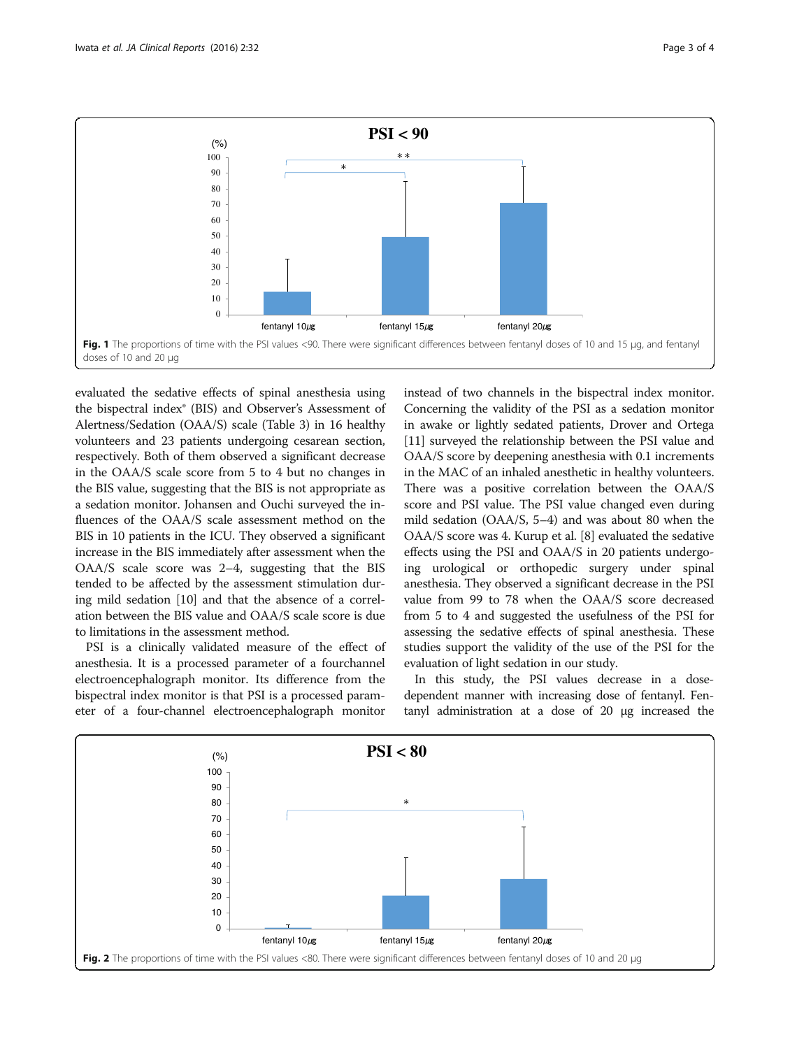Fig. 1 The proportions of time with the PSI values <90. There were significant differences between fentanyl doses of 10 and 15 μg, and fentanyl doses of 10 and 20 μg

evaluated the sedative effects of spinal anesthesia using the bispectral index® (BIS) and Observer's Assessment of Alertness/Sedation (OAA/S) scale (Table 3) in 16 healthy volunteers and 23 patients undergoing cesarean section, respectively. Both of them observed a significant decrease in the OAA/S scale score from 5 to 4 but no changes in the BIS value, suggesting that the BIS is not appropriate as a sedation monitor. Johansen and Ouchi surveyed the influences of the OAA/S scale assessment method on the BIS in 10 patients in the ICU. They observed a significant increase in the BIS immediately after assessment when the OAA/S scale score was 2–4, suggesting that the BIS tended to be affected by the assessment stimulation during mild sedation [10] and that the absence of a correlation between the BIS value and OAA/S scale score is due to limitations in the assessment method.

PSI is a clinically validated measure of the effect of anesthesia. It is a processed parameter of a fourchannel electroencephalograph monitor. Its difference from the bispectral index monitor is that PSI is a processed parameter of a four-channel electroencephalograph monitor instead of two channels in the bispectral index monitor. Concerning the validity of the PSI as a sedation monitor in awake or lightly sedated patients, Drover and Ortega [11] surveyed the relationship between the PSI value and OAA/S score by deepening anesthesia with 0.1 increments in the MAC of an inhaled anesthetic in healthy volunteers. There was a positive correlation between the OAA/S score and PSI value. The PSI value changed even during mild sedation (OAA/S, 5–4) and was about 80 when the OAA/S score was 4. Kurup et al. [8] evaluated the sedative effects using the PSI and OAA/S in 20 patients undergoing urological or orthopedic surgery under spinal anesthesia. They observed a significant decrease in the PSI value from 99 to 78 when the OAA/S score decreased from 5 to 4 and suggested the usefulness of the PSI for assessing the sedative effects of spinal anesthesia. These studies support the validity of the use of the PSI for the evaluation of light sedation in our study.

In this study, the PSI values decrease in a dose-dependent manner with increasing dose of fentanyl. Fentanyl administration at a dose of 20 μg increased the

Fig. 2 The proportions of time with the PSI values <80. There were significant differences between fentanyl doses of 10 and 20 μg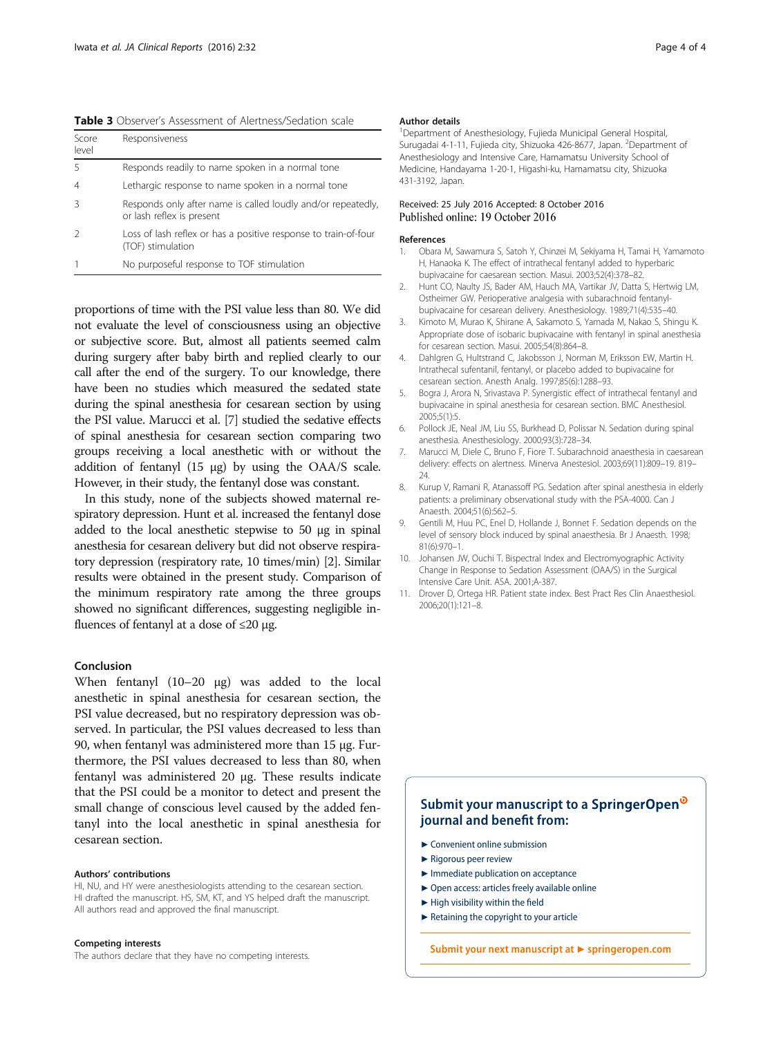**Table 3** Observer's Assessment of Alertness/Sedation scale

| Score level | Responsiveness |
|---|---|
| 5 | Responds readily to name spoken in a normal tone |
| 4 | Lethargic response to name spoken in a normal tone |
| 3 | Responds only after name is called loudly and/or repeatedly, or lash reflex is present |
| 2 | Loss of lash reflex or has a positive response to train-of-four (TOF) stimulation |
| 1 | No purposeful response to TOF stimulation |

proportions of time with the PSI value less than 80. We did not evaluate the level of consciousness using an objective or subjective score. But, almost all patients seemed calm during surgery after baby birth and replied clearly to our call after the end of the surgery. To our knowledge, there have been no studies which measured the sedated state during the spinal anesthesia for cesarean section by using the PSI value. Marucci et al. [7] studied the sedative effects of spinal anesthesia for cesarean section comparing two groups receiving a local anesthetic with or without the addition of fentanyl (15 μg) by using the OAA/S scale. However, in their study, the fentanyl dose was constant.

In this study, none of the subjects showed maternal respiratory depression. Hunt et al. increased the fentanyl dose added to the local anesthetic stepwise to 50 μg in spinal anesthesia for cesarean delivery but did not observe respiratory depression (respiratory rate, 10 times/min) [2]. Similar results were obtained in the present study. Comparison of the minimum respiratory rate among the three groups showed no significant differences, suggesting negligible influences of fentanyl at a dose of ≤20 μg.

## Conclusion

When fentanyl (10–20 μg) was added to the local anesthetic in spinal anesthesia for cesarean section, the PSI value decreased, but no respiratory depression was observed. In particular, the PSI values decreased to less than 90, when fentanyl was administered more than 15 μg. Furthermore, the PSI values decreased to less than 80, when fentanyl was administered 20 μg. These results indicate that the PSI could be a monitor to detect and present the small change of conscious level caused by the added fentanyl into the local anesthetic in spinal anesthesia for cesarean section.

#### Authors' contributions

HI, NU, and HY were anesthesiologists attending to the cesarean section. HI drafted the manuscript. HS, SM, KT, and YS helped draft the manuscript. All authors read and approved the final manuscript.

#### Competing interests

The authors declare that they have no competing interests.

#### Author details

[1]Department of Anesthesiology, Fujieda Municipal General Hospital, Surugadai 4-1-11, Fujieda city, Shizuoka 426-8677, Japan. [2]Department of Anesthesiology and Intensive Care, Hamamatsu University School of Medicine, Handayama 1-20-1, Higashi-ku, Hamamatsu city, Shizuoka 431-3192, Japan.

Received: 25 July 2016 Accepted: 8 October 2016
Published online: 19 October 2016

#### References

1. Obara M, Sawamura S, Satoh Y, Chinzei M, Sekiyama H, Tamai H, Yamamoto H, Hanaoka K. The effect of intrathecal fentanyl added to hyperbaric bupivacaine for caesarean section. Masui. 2003;52(4):378–82.
2. Hunt CO, Naulty JS, Bader AM, Hauch MA, Vartikar JV, Datta S, Hertwig LM, Ostheimer GW. Perioperative analgesia with subarachnoid fentanyl-bupivacaine for cesarean delivery. Anesthesiology. 1989;71(4):535–40.
3. Kimoto M, Murao K, Shirane A, Sakamoto S, Yamada M, Nakao S, Shingu K. Appropriate dose of isobaric bupivacaine with fentanyl in spinal anesthesia for cesarean section. Masui. 2005;54(8):864–8.
4. Dahlgren G, Hultstrand C, Jakobsson J, Norman M, Eriksson EW, Martin H. Intrathecal sufentanil, fentanyl, or placebo added to bupivacaine for cesarean section. Anesth Analg. 1997;85(6):1288–93.
5. Bogra J, Arora N, Srivastava P. Synergistic effect of intrathecal fentanyl and bupivacaine in spinal anesthesia for cesarean section. BMC Anesthesiol. 2005;5(1):5.
6. Pollock JE, Neal JM, Liu SS, Burkhead D, Polissar N. Sedation during spinal anesthesia. Anesthesiology. 2000;93(3):728–34.
7. Marucci M, Diele C, Bruno F, Fiore T. Subarachnoid anaesthesia in caesarean delivery: effects on alertness. Minerva Anestesiol. 2003;69(11):809–19. 819–24.
8. Kurup V, Ramani R, Atanassoff PG. Sedation after spinal anesthesia in elderly patients: a preliminary observational study with the PSA-4000. Can J Anaesth. 2004;51(6):562–5.
9. Gentili M, Huu PC, Enel D, Hollande J, Bonnet F. Sedation depends on the level of sensory block induced by spinal anaesthesia. Br J Anaesth. 1998; 81(6):970–1.
10. Johansen JW, Ouchi T. Bispectral Index and Electromyographic Activity Change in Response to Sedation Assessment (OAA/S) in the Surgical Intensive Care Unit. ASA. 2001;A-387.
11. Drover D, Ortega HR. Patient state index. Best Pract Res Clin Anaesthesiol. 2006;20(1):121–8.

**Submit your manuscript to a SpringerOpen journal and benefit from:**

- ► Convenient online submission
- ► Rigorous peer review
- ► Immediate publication on acceptance
- ► Open access: articles freely available online
- ► High visibility within the field
- ► Retaining the copyright to your article

**Submit your next manuscript at ► springeropen.com**